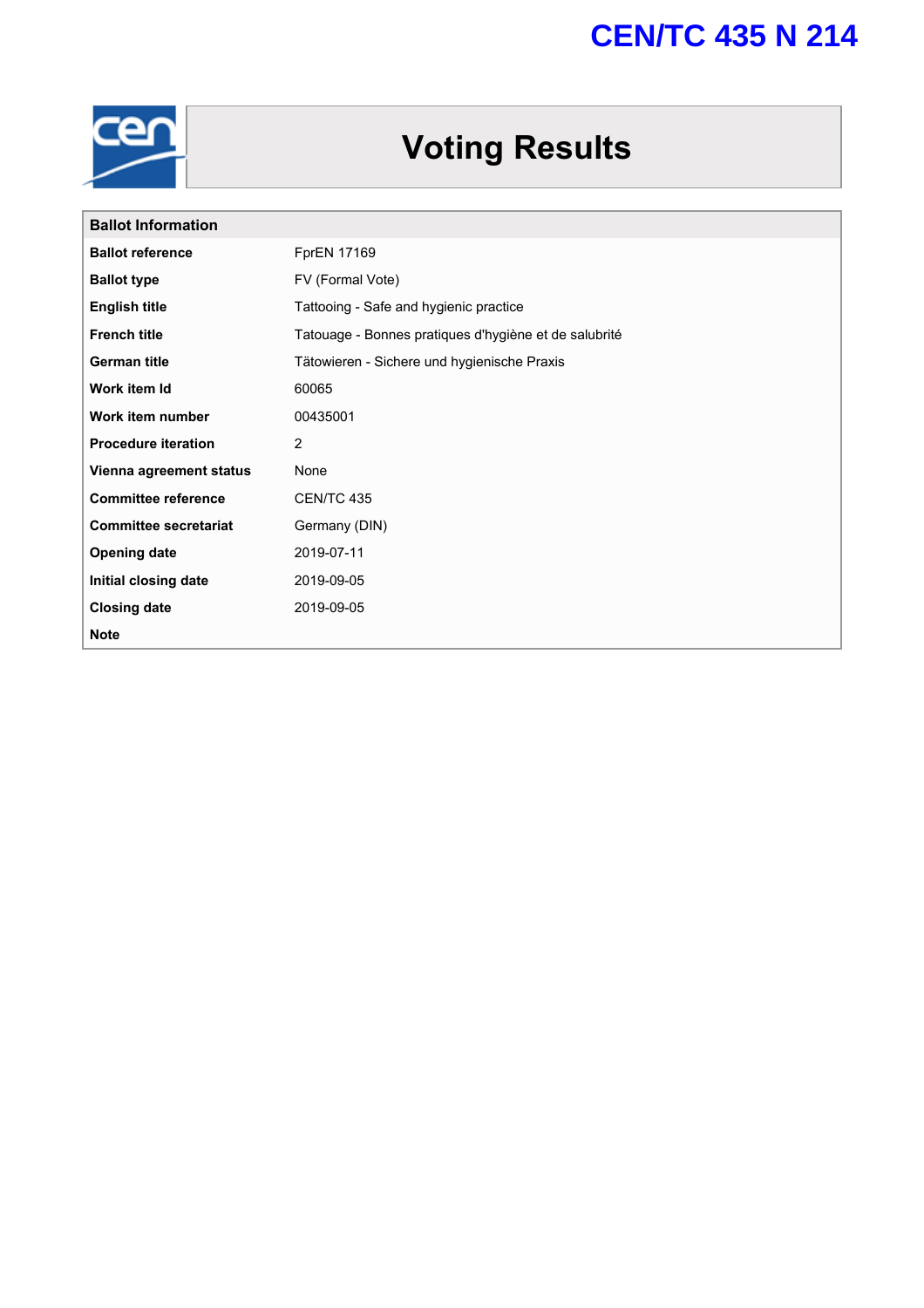# CEN/TC 435 N 214

# Voting Results

| Ballot Information | |
|---|---|
| **Ballot reference** | FprEN 17169 |
| **Ballot type** | FV (Formal Vote) |
| **English title** | Tattooing - Safe and hygienic practice |
| **French title** | Tatouage - Bonnes pratiques d'hygiène et de salubrité |
| **German title** | Tätowieren - Sichere und hygienische Praxis |
| **Work item Id** | 60065 |
| **Work item number** | 00435001 |
| **Procedure iteration** | 2 |
| **Vienna agreement status** | None |
| **Committee reference** | CEN/TC 435 |
| **Committee secretariat** | Germany (DIN) |
| **Opening date** | 2019-07-11 |
| **Initial closing date** | 2019-09-05 |
| **Closing date** | 2019-09-05 |
| **Note** | |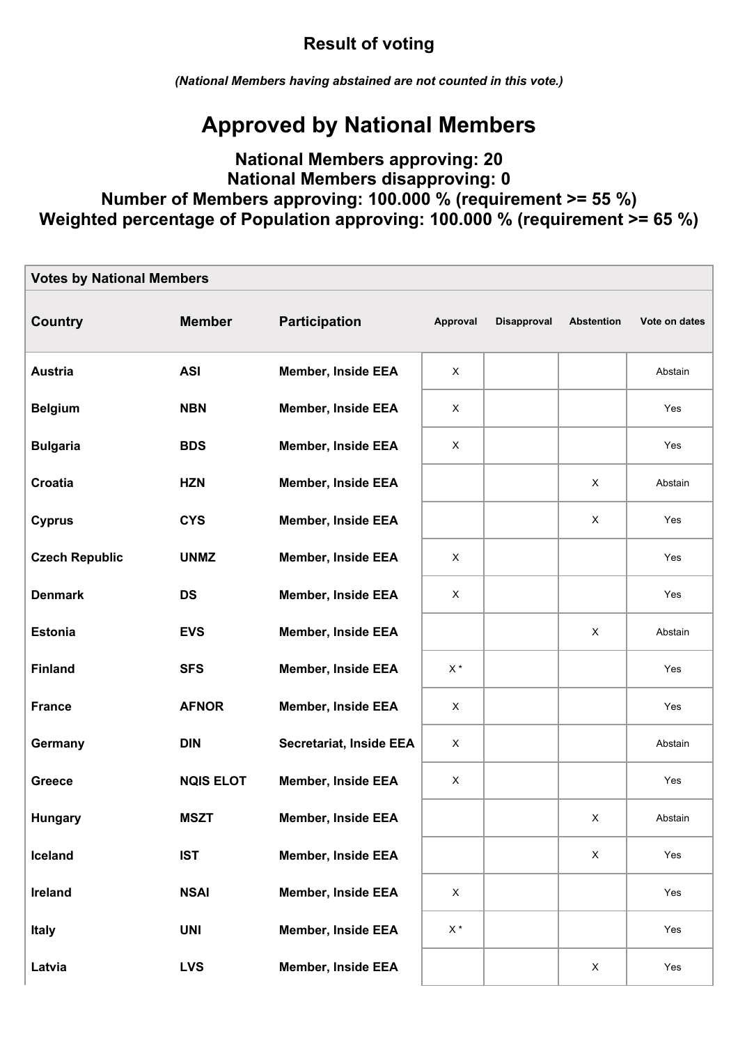**Result of voting**

***(National Members having abstained are not counted in this vote.)***

# Approved by National Members

### National Members approving: 20
### National Members disapproving: 0
### Number of Members approving: 100.000 % (requirement >= 55 %)
### Weighted percentage of Population approving: 100.000 % (requirement >= 65 %)

| Votes by National Members | | | | | | |
|---|---|---|---|---|---|---|
| **Country** | **Member** | **Participation** | **Approval** | **Disapproval** | **Abstention** | **Vote on dates** |
| **Austria** | **ASI** | **Member, Inside EEA** | X | | | Abstain |
| **Belgium** | **NBN** | **Member, Inside EEA** | X | | | Yes |
| **Bulgaria** | **BDS** | **Member, Inside EEA** | X | | | Yes |
| **Croatia** | **HZN** | **Member, Inside EEA** | | | X | Abstain |
| **Cyprus** | **CYS** | **Member, Inside EEA** | | | X | Yes |
| **Czech Republic** | **UNMZ** | **Member, Inside EEA** | X | | | Yes |
| **Denmark** | **DS** | **Member, Inside EEA** | X | | | Yes |
| **Estonia** | **EVS** | **Member, Inside EEA** | | | X | Abstain |
| **Finland** | **SFS** | **Member, Inside EEA** | X * | | | Yes |
| **France** | **AFNOR** | **Member, Inside EEA** | X | | | Yes |
| **Germany** | **DIN** | **Secretariat, Inside EEA** | X | | | Abstain |
| **Greece** | **NQIS ELOT** | **Member, Inside EEA** | X | | | Yes |
| **Hungary** | **MSZT** | **Member, Inside EEA** | | | X | Abstain |
| **Iceland** | **IST** | **Member, Inside EEA** | | | X | Yes |
| **Ireland** | **NSAI** | **Member, Inside EEA** | X | | | Yes |
| **Italy** | **UNI** | **Member, Inside EEA** | X * | | | Yes |
| **Latvia** | **LVS** | **Member, Inside EEA** | | | X | Yes |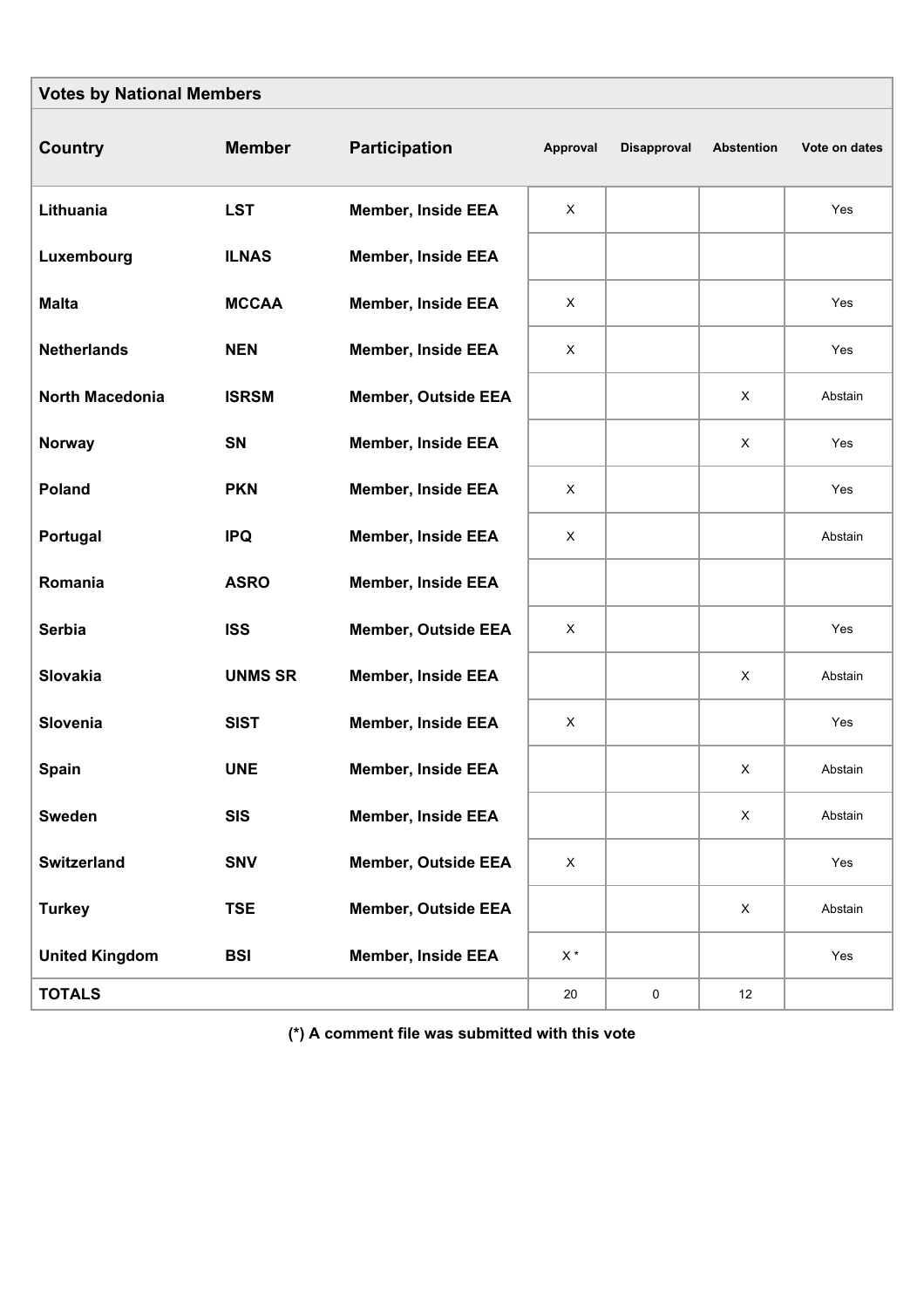| Votes by National Members | | | | | | |
|---|---|---|---|---|---|---|
| **Country** | **Member** | **Participation** | **Approval** | **Disapproval** | **Abstention** | **Vote on dates** |
| **Lithuania** | **LST** | **Member, Inside EEA** | X | | | Yes |
| **Luxembourg** | **ILNAS** | **Member, Inside EEA** | | | | |
| **Malta** | **MCCAA** | **Member, Inside EEA** | X | | | Yes |
| **Netherlands** | **NEN** | **Member, Inside EEA** | X | | | Yes |
| **North Macedonia** | **ISRSM** | **Member, Outside EEA** | | | X | Abstain |
| **Norway** | **SN** | **Member, Inside EEA** | | | X | Yes |
| **Poland** | **PKN** | **Member, Inside EEA** | X | | | Yes |
| **Portugal** | **IPQ** | **Member, Inside EEA** | X | | | Abstain |
| **Romania** | **ASRO** | **Member, Inside EEA** | | | | |
| **Serbia** | **ISS** | **Member, Outside EEA** | X | | | Yes |
| **Slovakia** | **UNMS SR** | **Member, Inside EEA** | | | X | Abstain |
| **Slovenia** | **SIST** | **Member, Inside EEA** | X | | | Yes |
| **Spain** | **UNE** | **Member, Inside EEA** | | | X | Abstain |
| **Sweden** | **SIS** | **Member, Inside EEA** | | | X | Abstain |
| **Switzerland** | **SNV** | **Member, Outside EEA** | X | | | Yes |
| **Turkey** | **TSE** | **Member, Outside EEA** | | | X | Abstain |
| **United Kingdom** | **BSI** | **Member, Inside EEA** | X * | | | Yes |
| **TOTALS** | | | 20 | 0 | 12 | |

**(*) A comment file was submitted with this vote**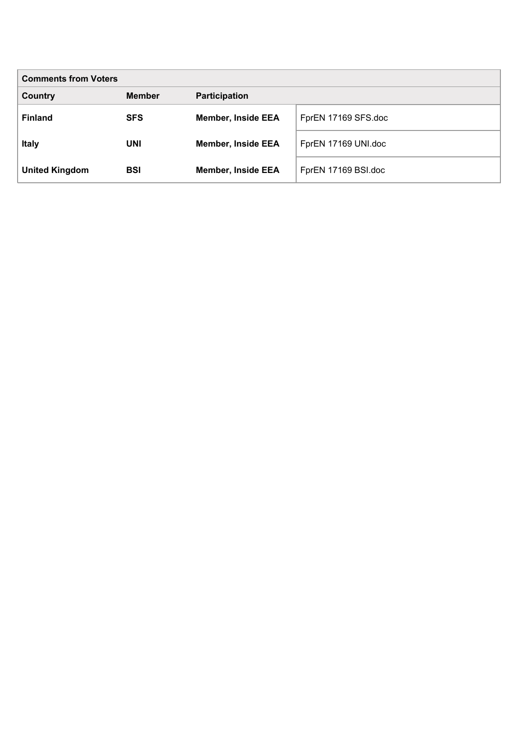| Comments from Voters | | | |
|---|---|---|---|
| **Country** | **Member** | **Participation** | |
| **Finland** | **SFS** | **Member, Inside EEA** | FprEN 17169 SFS.doc |
| **Italy** | **UNI** | **Member, Inside EEA** | FprEN 17169 UNI.doc |
| **United Kingdom** | **BSI** | **Member, Inside EEA** | FprEN 17169 BSI.doc |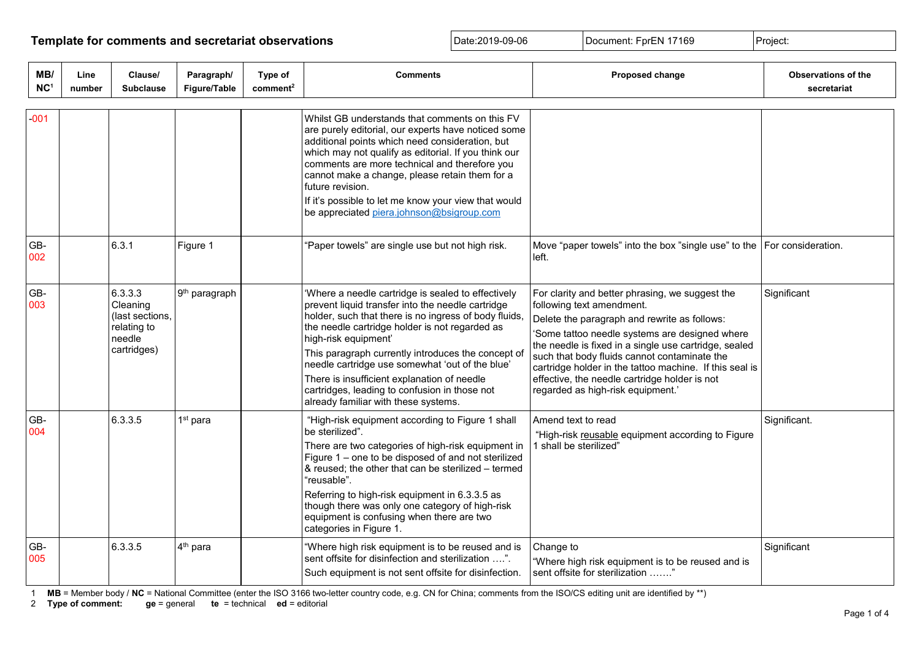**Template for comments and secretariat observations**

| Date:2019-09-06 | Document: FprEN 17169 | Project: |
|---|---|---|

| MB/ NC[1] | Line number | Clause/ Subclause | Paragraph/ Figure/Table | Type of comment[2] | Comments | Proposed change | Observations of the secretariat |
|---|---|---|---|---|---|---|---|
| -001 | | | | | Whilst GB understands that comments on this FV are purely editorial, our experts have noticed some additional points which need consideration, but which may not qualify as editorial. If you think our comments are more technical and therefore you cannot make a change, please retain them for a future revision.<br>If it's possible to let me know your view that would be appreciated piera.johnson@bsigroup.com | | |
| GB-002 | | 6.3.1 | Figure 1 | | "Paper towels" are single use but not high risk. | Move "paper towels" into the box "single use" to the left. | For consideration. |
| GB-003 | | 6.3.3.3 Cleaning (last sections, relating to needle cartridges) | 9th paragraph | | 'Where a needle cartridge is sealed to effectively prevent liquid transfer into the needle cartridge holder, such that there is no ingress of body fluids, the needle cartridge holder is not regarded as high-risk equipment'<br>This paragraph currently introduces the concept of needle cartridge use somewhat 'out of the blue'<br>There is insufficient explanation of needle cartridges, leading to confusion in those not already familiar with these systems. | For clarity and better phrasing, we suggest the following text amendment.<br>Delete the paragraph and rewrite as follows:<br>'Some tattoo needle systems are designed where the needle is fixed in a single use cartridge, sealed such that body fluids cannot contaminate the cartridge holder in the tattoo machine. If this seal is effective, the needle cartridge holder is not regarded as high-risk equipment.' | Significant |
| GB-004 | | 6.3.3.5 | 1st para | | "High-risk equipment according to Figure 1 shall be sterilized".<br>There are two categories of high-risk equipment in Figure 1 – one to be disposed of and not sterilized & reused; the other that can be sterilized – termed "reusable".<br>Referring to high-risk equipment in 6.3.3.5 as though there was only one category of high-risk equipment is confusing when there are two categories in Figure 1. | Amend text to read<br>"High-risk reusable equipment according to Figure 1 shall be sterilized" | Significant. |
| GB-005 | | 6.3.3.5 | 4th para | | "Where high risk equipment is to be reused and is sent offsite for disinfection and sterilization ….".<br>Such equipment is not sent offsite for disinfection. | Change to<br>"Where high risk equipment is to be reused and is sent offsite for sterilization ……." | Significant |

1 **MB** = Member body / **NC** = National Committee (enter the ISO 3166 two-letter country code, e.g. CN for China; comments from the ISO/CS editing unit are identified by **)

2 **Type of comment:** **ge** = general **te** = technical **ed** = editorial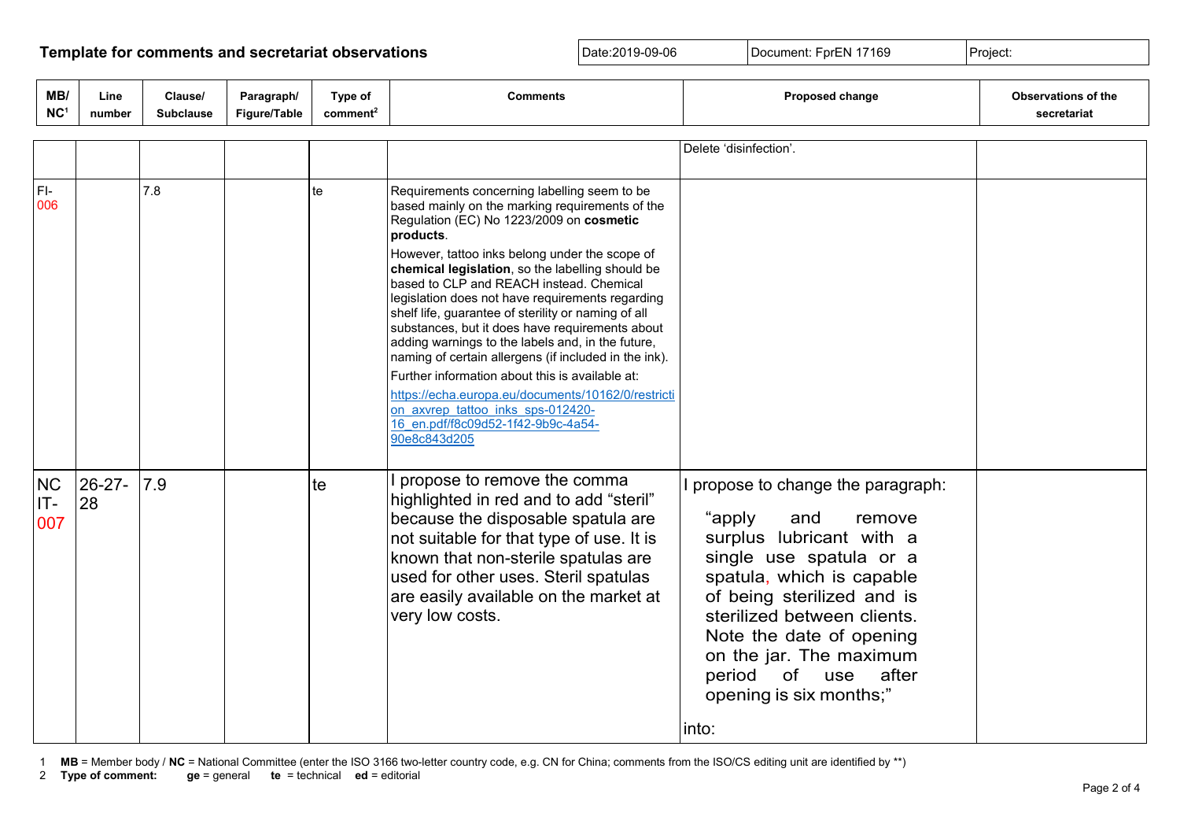**Template for comments and secretariat observations**

| Date:2019-09-06 | Document: FprEN 17169 | Project: |
|---|---|---|

| MB/ NC[1] | Line number | Clause/ Subclause | Paragraph/ Figure/Table | Type of comment[2] | Comments | Proposed change | Observations of the secretariat |
|---|---|---|---|---|---|---|---|
| | | | | | | Delete 'disinfection'. | |
| FI-006 | | 7.8 | | te | Requirements concerning labelling seem to be based mainly on the marking requirements of the Regulation (EC) No 1223/2009 on **cosmetic products**.<br><br>However, tattoo inks belong under the scope of **chemical legislation**, so the labelling should be based to CLP and REACH instead. Chemical legislation does not have requirements regarding shelf life, guarantee of sterility or naming of all substances, but it does have requirements about adding warnings to the labels and, in the future, naming of certain allergens (if included in the ink).<br><br>Further information about this is available at:<br><br>https://echa.europa.eu/documents/10162/0/restriction_axvrep_tattoo_inks_sps-012420-16_en.pdf/f8c09d52-1f42-9b9c-4a54-90e8c843d205 | | |
| NC IT-007 | 26-27-28 | 7.9 | | te | I propose to remove the comma highlighted in red and to add "steril" because the disposable spatula are not suitable for that type of use. It is known that non-sterile spatulas are used for other uses. Steril spatulas are easily available on the market at very low costs. | I propose to change the paragraph:<br><br>"apply and remove surplus lubricant with a single use spatula or a spatula, which is capable of being sterilized and is sterilized between clients. Note the date of opening on the jar. The maximum period of use after opening is six months;"<br><br>into: | |

1 **MB** = Member body / **NC** = National Committee (enter the ISO 3166 two-letter country code, e.g. CN for China; comments from the ISO/CS editing unit are identified by **)

2 **Type of comment:** **ge** = general **te** = technical **ed** = editorial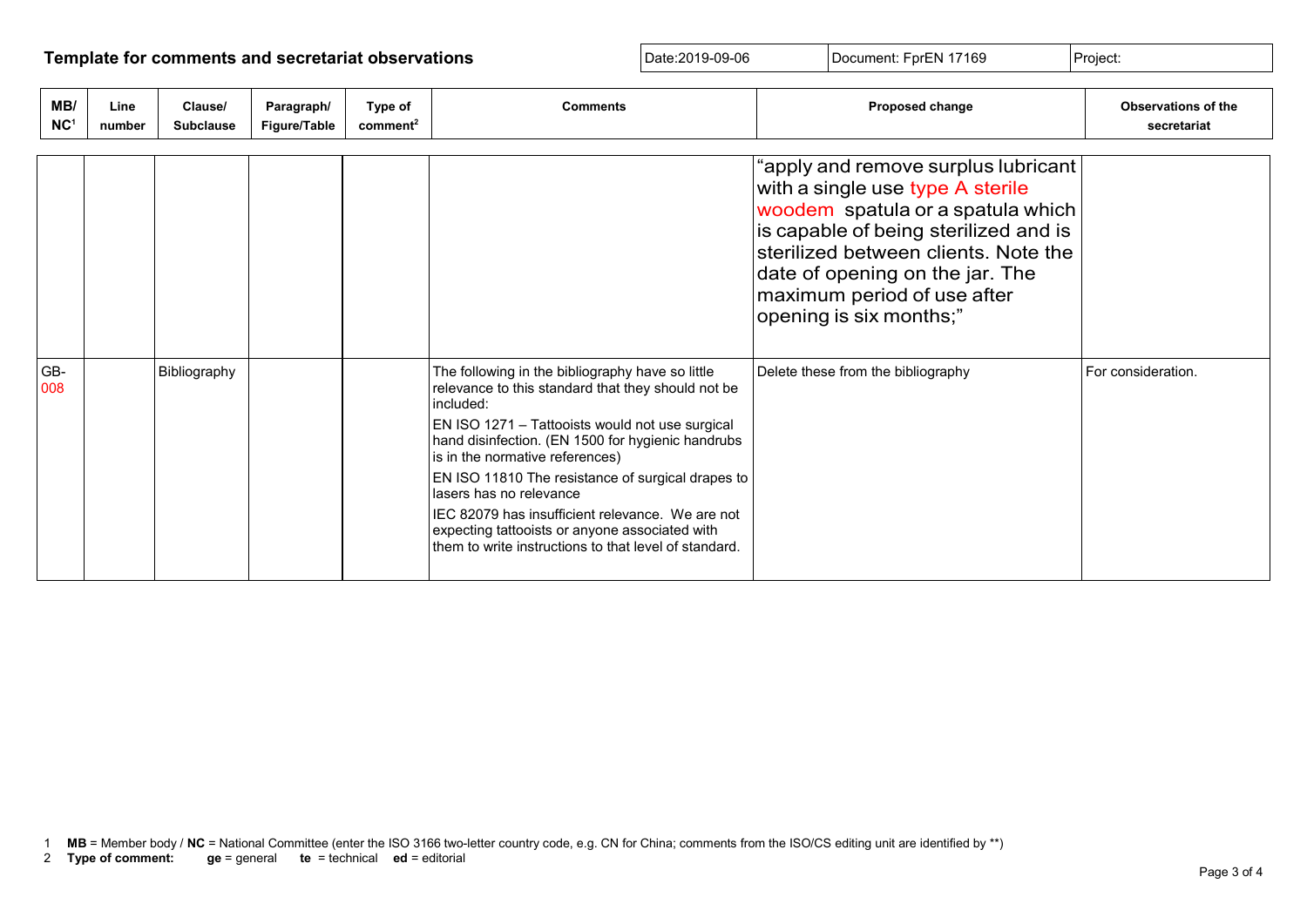# Template for comments and secretariat observations

| Date:2019-09-06 | Document: FprEN 17169 | Project: |
|---|---|---|

| MB/ NC[1] | Line number | Clause/ Subclause | Paragraph/ Figure/Table | Type of comment[2] | Comments | Proposed change | Observations of the secretariat |
|---|---|---|---|---|---|---|---|
| | | | | | | "apply and remove surplus lubricant with a single use type A sterile woodem spatula or a spatula which is capable of being sterilized and is sterilized between clients. Note the date of opening on the jar. The maximum period of use after opening is six months;" | |
| GB-008 | | Bibliography | | | The following in the bibliography have so little relevance to this standard that they should not be included:<br>EN ISO 1271 – Tattooists would not use surgical hand disinfection. (EN 1500 for hygienic handrubs is in the normative references)<br>EN ISO 11810 The resistance of surgical drapes to lasers has no relevance<br>IEC 82079 has insufficient relevance. We are not expecting tattooists or anyone associated with them to write instructions to that level of standard. | Delete these from the bibliography | For consideration. |

1 **MB** = Member body / **NC** = National Committee (enter the ISO 3166 two-letter country code, e.g. CN for China; comments from the ISO/CS editing unit are identified by **)

2 **Type of comment:** **ge** = general **te** = technical **ed** = editorial